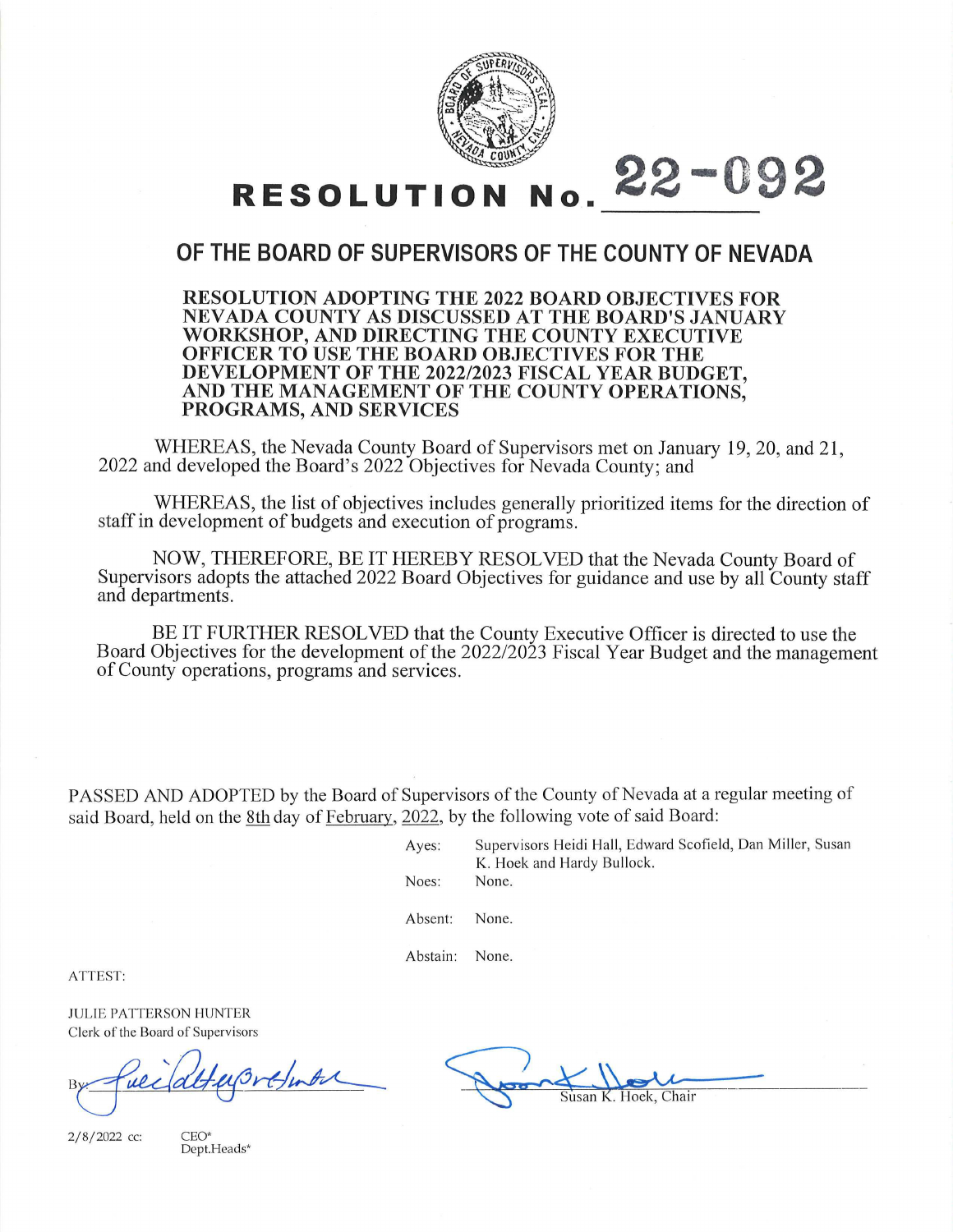# RESOLUTION No. 22-092

## OF THE BOARD OF SUPERVISORS OF THE COUNTY OF NEVADA

**RESOLUTION ADOPTING THE 2022 BOARD OBJECTIVES FOR NEVADA COUNTY AS DISCUSSED AT THE BOARD'S JANUARY WORKSHOP, AND DIRECTING THE COUNTY EXECUTIVE OFFICER TO USE THE BOARD OBJECTIVES FOR THE DEVELOPMENT OF THE 2022/2023 FISCAL YEAR BUDGET, AND THE MANAGEMENT OF THE COUNTY OPERATIONS, PROGRAMS, AND SERVICES**

WHEREAS, the Nevada County Board of Supervisors met on January 19, 20, and 21, 2022 and developed the Board's 2022 Objectives for Nevada County; and

WHEREAS, the list of objectives includes generally prioritized items for the direction of staff in development of budgets and execution of programs.

NOW, THEREFORE, BE IT HEREBY RESOLVED that the Nevada County Board of Supervisors adopts the attached 2022 Board Objectives for guidance and use by all County staff and departments.

BE IT FURTHER RESOLVED that the County Executive Officer is directed to use the Board Objectives for the development of the 2022/2023 Fiscal Year Budget and the management of County operations, programs and services.

PASSED AND ADOPTED by the Board of Supervisors of the County of Nevada at a regular meeting of said Board, held on the 8th day of February, 2022, by the following vote of said Board:

Ayes: Supervisors Heidi Hall, Edward Scofield, Dan Miller, Susan K. Hoek and Hardy Bullock.

Noes: None.

Absent: None.

Abstain: None.

ATTEST:

JULIE PATTERSON HUNTER
Clerk of the Board of Supervisors

By: [signature]

[signature]
Susan K. Hoek, Chair

2/8/2022 cc: CEO*
Dept.Heads*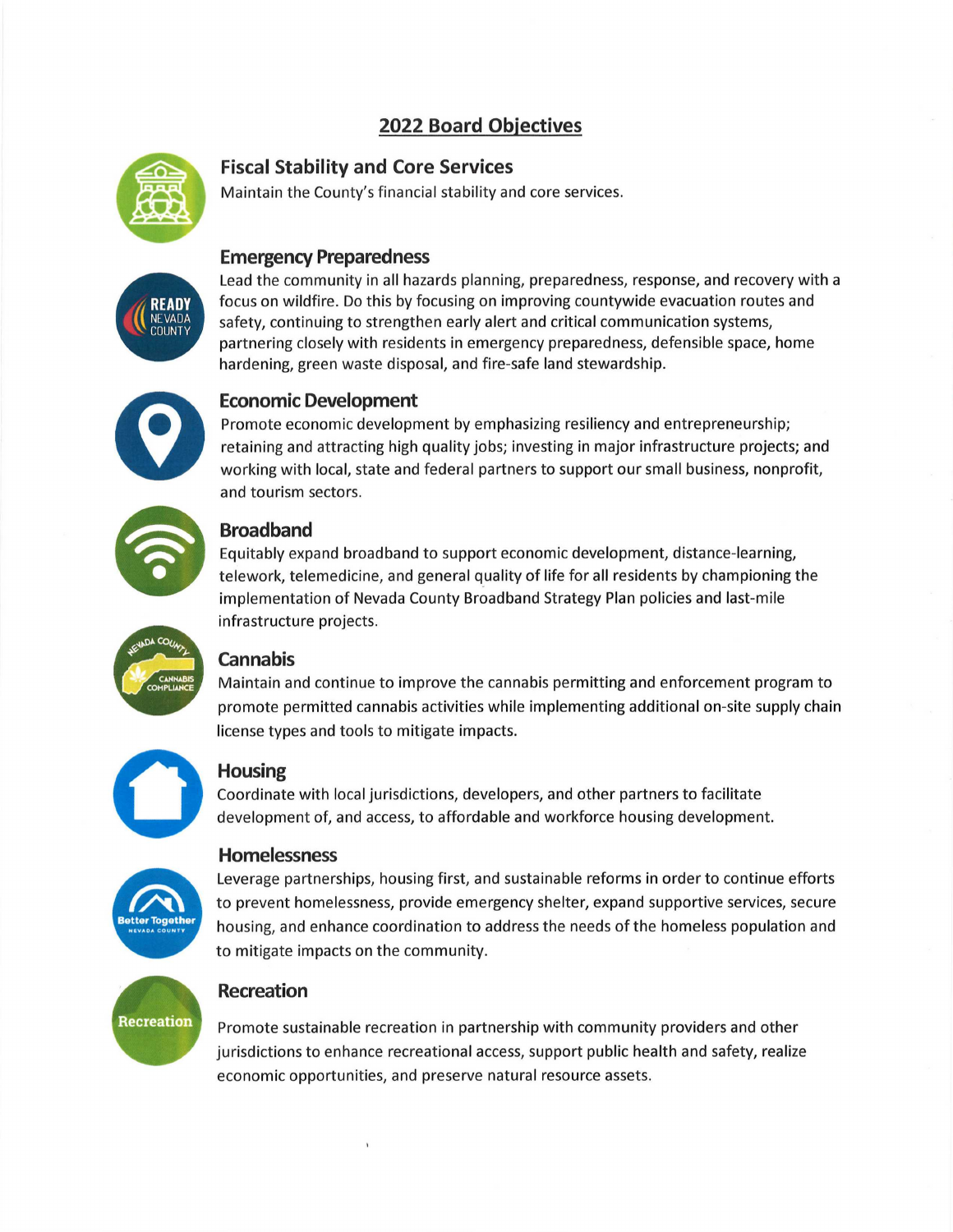## 2022 Board Objectives

### Fiscal Stability and Core Services

Maintain the County's financial stability and core services.

### Emergency Preparedness

Lead the community in all hazards planning, preparedness, response, and recovery with a focus on wildfire. Do this by focusing on improving countywide evacuation routes and safety, continuing to strengthen early alert and critical communication systems, partnering closely with residents in emergency preparedness, defensible space, home hardening, green waste disposal, and fire-safe land stewardship.

### Economic Development

Promote economic development by emphasizing resiliency and entrepreneurship; retaining and attracting high quality jobs; investing in major infrastructure projects; and working with local, state and federal partners to support our small business, nonprofit, and tourism sectors.

### Broadband

Equitably expand broadband to support economic development, distance-learning, telework, telemedicine, and general quality of life for all residents by championing the implementation of Nevada County Broadband Strategy Plan policies and last-mile infrastructure projects.

### Cannabis

Maintain and continue to improve the cannabis permitting and enforcement program to promote permitted cannabis activities while implementing additional on-site supply chain license types and tools to mitigate impacts.

### Housing

Coordinate with local jurisdictions, developers, and other partners to facilitate development of, and access, to affordable and workforce housing development.

### Homelessness

Leverage partnerships, housing first, and sustainable reforms in order to continue efforts to prevent homelessness, provide emergency shelter, expand supportive services, secure housing, and enhance coordination to address the needs of the homeless population and to mitigate impacts on the community.

### Recreation

Promote sustainable recreation in partnership with community providers and other jurisdictions to enhance recreational access, support public health and safety, realize economic opportunities, and preserve natural resource assets.